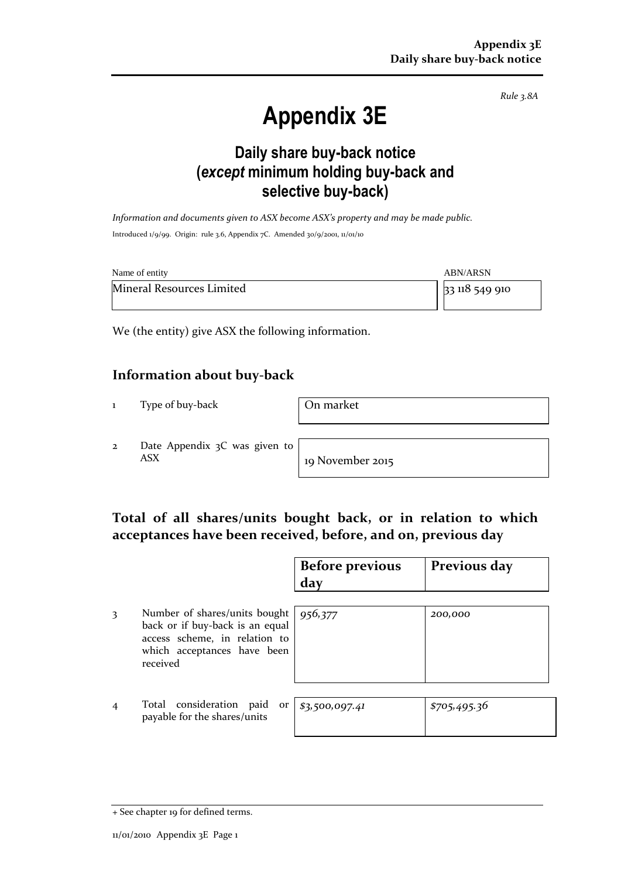*Rule 3.8A*

# Appendix 3E

## Daily share buy-back notice (*except* minimum holding buy-back and selective buy-back)

*Information and documents given to ASX become ASX's property and may be made public.*

Introduced 1/9/99. Origin: rule 3.6, Appendix 7C. Amended 30/9/2001, 11/01/10

| Name of entity | ABN/ARSN |
|---|---|
| Mineral Resources Limited | 33 118 549 910 |

We (the entity) give ASX the following information.

## Information about buy-back

| | | |
|---|---|---|
| 1 | Type of buy-back | On market |
| 2 | Date Appendix 3C was given to ASX | 19 November 2015 |

## Total of all shares/units bought back, or in relation to which acceptances have been received, before, and on, previous day

| | | Before previous day | Previous day |
|---|---|---|---|
| 3 | Number of shares/units bought back or if buy-back is an equal access scheme, in relation to which acceptances have been received | *956,377* | *200,000* |
| 4 | Total consideration paid or payable for the shares/units | *$3,500,097.41* | *$705,495.36* |

+ See chapter 19 for defined terms.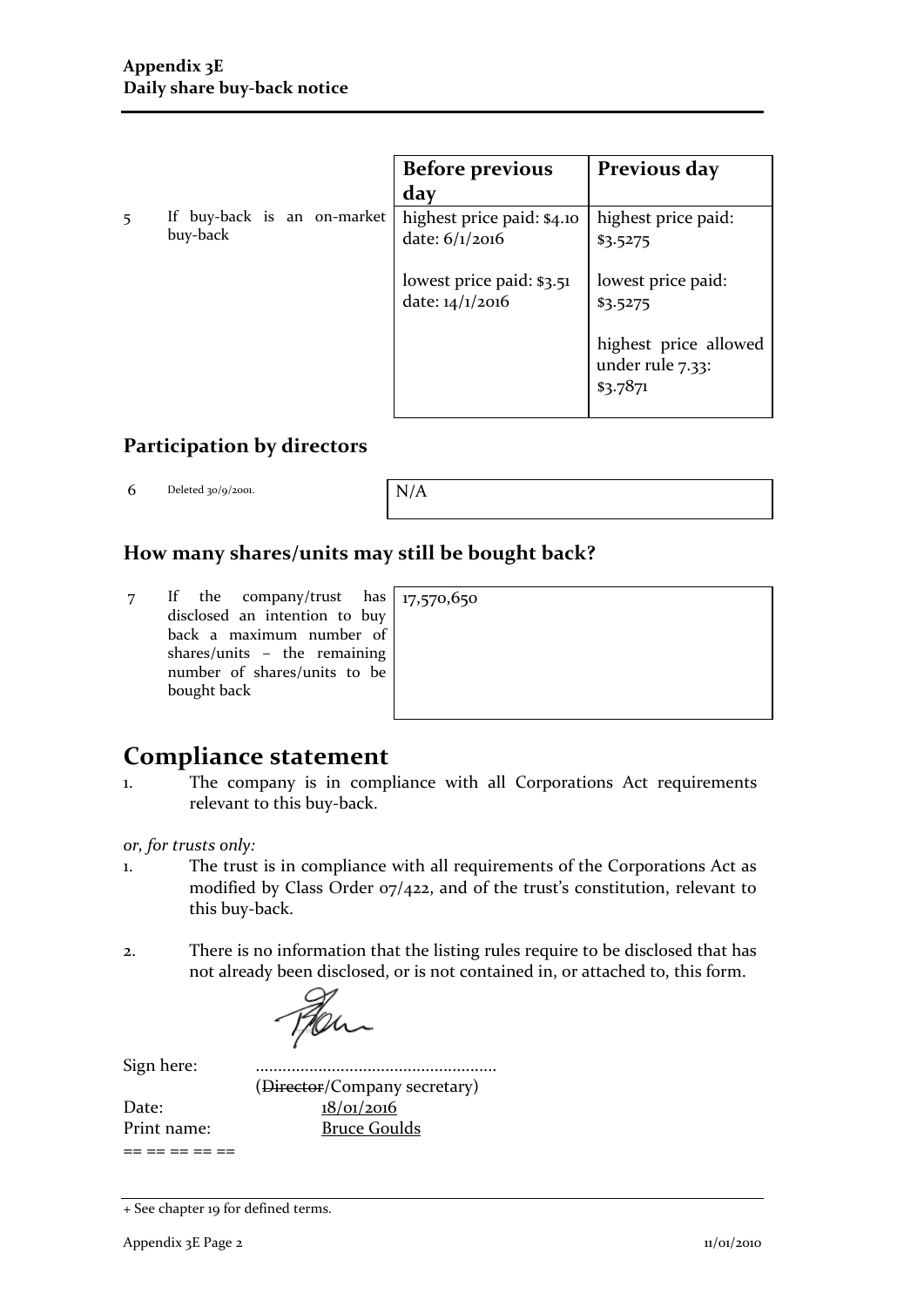**Appendix 3E**
**Daily share buy-back notice**

| | | Before previous day | Previous day |
|---|---|---|---|
| 5 | If buy-back is an on-market buy-back | highest price paid: $4.10<br>date: 6/1/2016<br><br>lowest price paid: $3.51<br>date: 14/1/2016 | highest price paid: $3.5275<br><br>lowest price paid: $3.5275<br><br>highest price allowed under rule 7.33: $3.7871 |

## Participation by directors

| | | |
|---|---|---|
| 6 | Deleted 30/9/2001. | N/A |

## How many shares/units may still be bought back?

| | | |
|---|---|---|
| 7 | If the company/trust has disclosed an intention to buy back a maximum number of shares/units – the remaining number of shares/units to be bought back | 17,570,650 |

# Compliance statement

1. The company is in compliance with all Corporations Act requirements relevant to this buy-back.

*or, for trusts only:*

1. The trust is in compliance with all requirements of the Corporations Act as modified by Class Order 07/422, and of the trust's constitution, relevant to this buy-back.

2. There is no information that the listing rules require to be disclosed that has not already been disclosed, or is not contained in, or attached to, this form.

Sign here: ....................................................
(~~Director~~/Company secretary)

Date: 18/01/2016

Print name: Bruce Goulds

== == == == ==

+ See chapter 19 for defined terms.